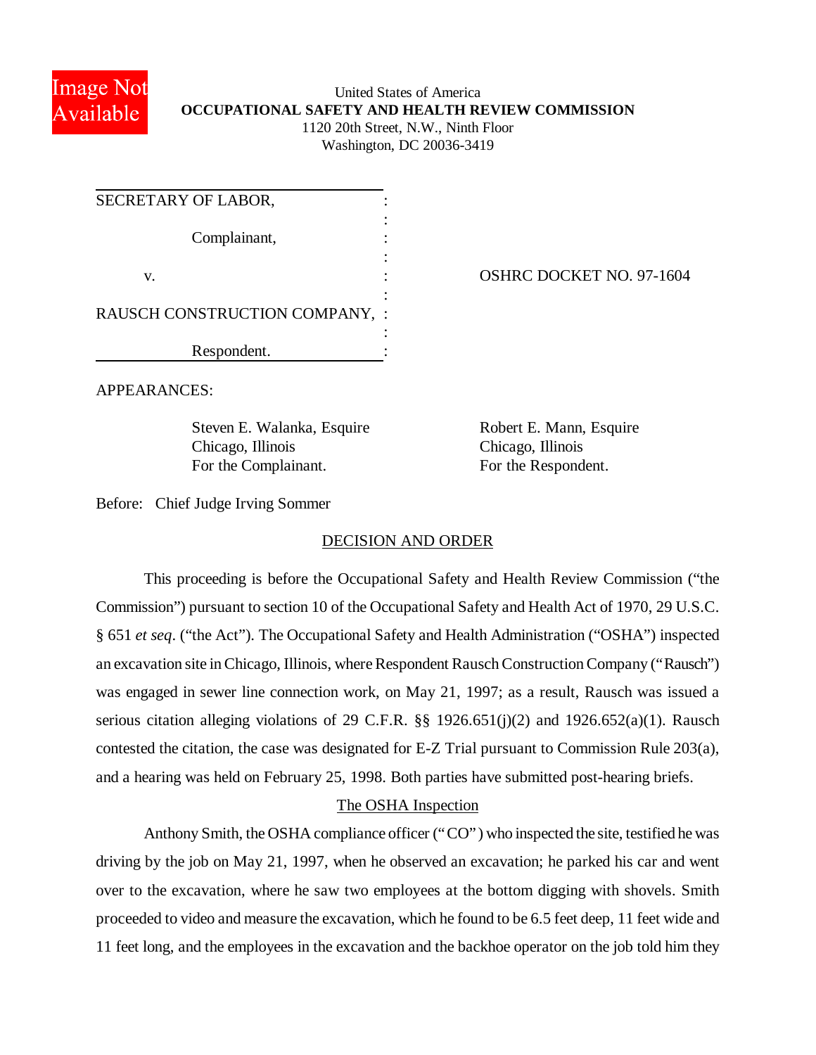United States of America
**OCCUPATIONAL SAFETY AND HEALTH REVIEW COMMISSION**
1120 20th Street, N.W., Ninth Floor
Washington, DC 20036-3419

SECRETARY OF LABOR,

Complainant,

v.

RAUSCH CONSTRUCTION COMPANY,

Respondent.

OSHRC DOCKET NO. 97-1604

APPEARANCES:

Steven E. Walanka, Esquire
Chicago, Illinois
For the Complainant.

Robert E. Mann, Esquire
Chicago, Illinois
For the Respondent.

Before: Chief Judge Irving Sommer

## DECISION AND ORDER

This proceeding is before the Occupational Safety and Health Review Commission ("the Commission") pursuant to section 10 of the Occupational Safety and Health Act of 1970, 29 U.S.C. § 651 *et seq*. ("the Act"). The Occupational Safety and Health Administration ("OSHA") inspected an excavation site in Chicago, Illinois, where Respondent Rausch Construction Company ("Rausch") was engaged in sewer line connection work, on May 21, 1997; as a result, Rausch was issued a serious citation alleging violations of 29 C.F.R. §§ 1926.651(j)(2) and 1926.652(a)(1). Rausch contested the citation, the case was designated for E-Z Trial pursuant to Commission Rule 203(a), and a hearing was held on February 25, 1998. Both parties have submitted post-hearing briefs.

### The OSHA Inspection

Anthony Smith, the OSHA compliance officer ("CO") who inspected the site, testified he was driving by the job on May 21, 1997, when he observed an excavation; he parked his car and went over to the excavation, where he saw two employees at the bottom digging with shovels. Smith proceeded to video and measure the excavation, which he found to be 6.5 feet deep, 11 feet wide and 11 feet long, and the employees in the excavation and the backhoe operator on the job told him they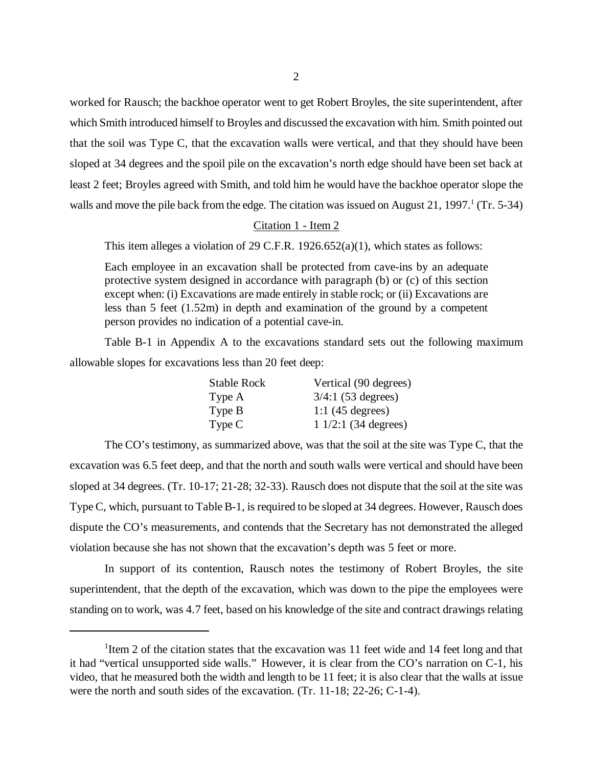worked for Rausch; the backhoe operator went to get Robert Broyles, the site superintendent, after which Smith introduced himself to Broyles and discussed the excavation with him. Smith pointed out that the soil was Type C, that the excavation walls were vertical, and that they should have been sloped at 34 degrees and the spoil pile on the excavation's north edge should have been set back at least 2 feet; Broyles agreed with Smith, and told him he would have the backhoe operator slope the walls and move the pile back from the edge. The citation was issued on August 21, 1997.[1] (Tr. 5-34)

### Citation 1 - Item 2

This item alleges a violation of 29 C.F.R. 1926.652(a)(1), which states as follows:

> Each employee in an excavation shall be protected from cave-ins by an adequate protective system designed in accordance with paragraph (b) or (c) of this section except when: (i) Excavations are made entirely in stable rock; or (ii) Excavations are less than 5 feet (1.52m) in depth and examination of the ground by a competent person provides no indication of a potential cave-in.

Table B-1 in Appendix A to the excavations standard sets out the following maximum allowable slopes for excavations less than 20 feet deep:

| | |
|---|---|
| Stable Rock | Vertical (90 degrees) |
| Type A | 3/4:1 (53 degrees) |
| Type B | 1:1 (45 degrees) |
| Type C | 1 1/2:1 (34 degrees) |

The CO's testimony, as summarized above, was that the soil at the site was Type C, that the excavation was 6.5 feet deep, and that the north and south walls were vertical and should have been sloped at 34 degrees. (Tr. 10-17; 21-28; 32-33). Rausch does not dispute that the soil at the site was Type C, which, pursuant to Table B-1, is required to be sloped at 34 degrees. However, Rausch does dispute the CO's measurements, and contends that the Secretary has not demonstrated the alleged violation because she has not shown that the excavation's depth was 5 feet or more.

In support of its contention, Rausch notes the testimony of Robert Broyles, the site superintendent, that the depth of the excavation, which was down to the pipe the employees were standing on to work, was 4.7 feet, based on his knowledge of the site and contract drawings relating

---

[1] Item 2 of the citation states that the excavation was 11 feet wide and 14 feet long and that it had "vertical unsupported side walls." However, it is clear from the CO's narration on C-1, his video, that he measured both the width and length to be 11 feet; it is also clear that the walls at issue were the north and south sides of the excavation. (Tr. 11-18; 22-26; C-1-4).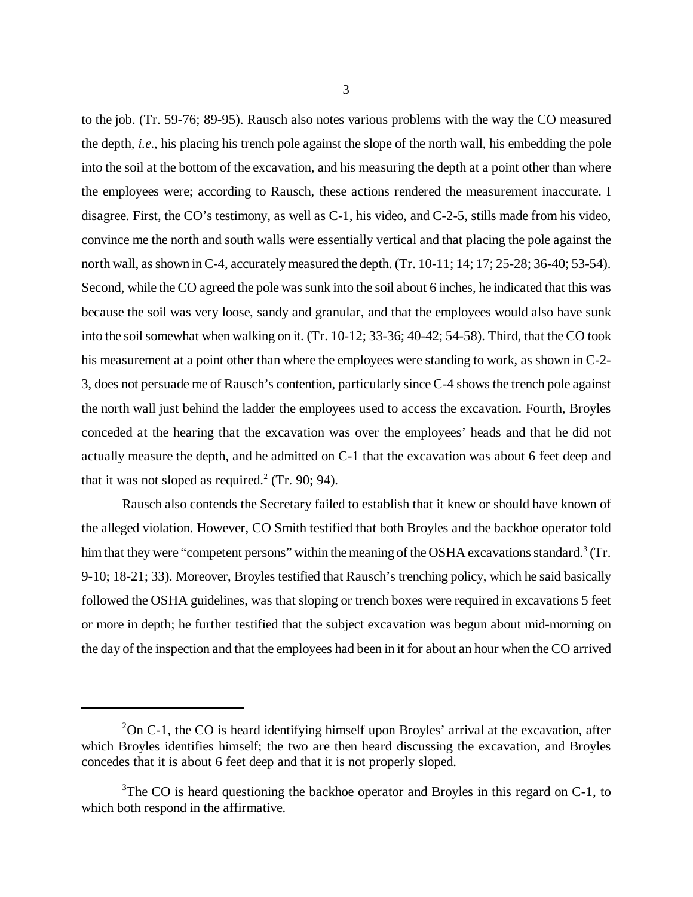to the job. (Tr. 59-76; 89-95). Rausch also notes various problems with the way the CO measured the depth, *i.e.*, his placing his trench pole against the slope of the north wall, his embedding the pole into the soil at the bottom of the excavation, and his measuring the depth at a point other than where the employees were; according to Rausch, these actions rendered the measurement inaccurate. I disagree. First, the CO's testimony, as well as C-1, his video, and C-2-5, stills made from his video, convince me the north and south walls were essentially vertical and that placing the pole against the north wall, as shown in C-4, accurately measured the depth. (Tr. 10-11; 14; 17; 25-28; 36-40; 53-54). Second, while the CO agreed the pole was sunk into the soil about 6 inches, he indicated that this was because the soil was very loose, sandy and granular, and that the employees would also have sunk into the soil somewhat when walking on it. (Tr. 10-12; 33-36; 40-42; 54-58). Third, that the CO took his measurement at a point other than where the employees were standing to work, as shown in C-2-3, does not persuade me of Rausch's contention, particularly since C-4 shows the trench pole against the north wall just behind the ladder the employees used to access the excavation. Fourth, Broyles conceded at the hearing that the excavation was over the employees' heads and that he did not actually measure the depth, and he admitted on C-1 that the excavation was about 6 feet deep and that it was not sloped as required.[2] (Tr. 90; 94).

Rausch also contends the Secretary failed to establish that it knew or should have known of the alleged violation. However, CO Smith testified that both Broyles and the backhoe operator told him that they were "competent persons" within the meaning of the OSHA excavations standard.[3] (Tr. 9-10; 18-21; 33). Moreover, Broyles testified that Rausch's trenching policy, which he said basically followed the OSHA guidelines, was that sloping or trench boxes were required in excavations 5 feet or more in depth; he further testified that the subject excavation was begun about mid-morning on the day of the inspection and that the employees had been in it for about an hour when the CO arrived

---

[2]On C-1, the CO is heard identifying himself upon Broyles' arrival at the excavation, after which Broyles identifies himself; the two are then heard discussing the excavation, and Broyles concedes that it is about 6 feet deep and that it is not properly sloped.

[3]The CO is heard questioning the backhoe operator and Broyles in this regard on C-1, to which both respond in the affirmative.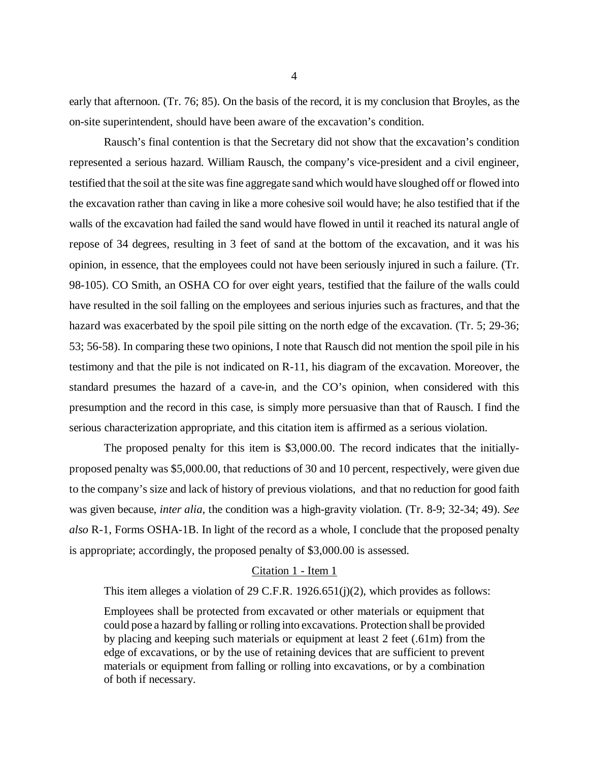early that afternoon. (Tr. 76; 85). On the basis of the record, it is my conclusion that Broyles, as the on-site superintendent, should have been aware of the excavation's condition.

Rausch's final contention is that the Secretary did not show that the excavation's condition represented a serious hazard. William Rausch, the company's vice-president and a civil engineer, testified that the soil at the site was fine aggregate sand which would have sloughed off or flowed into the excavation rather than caving in like a more cohesive soil would have; he also testified that if the walls of the excavation had failed the sand would have flowed in until it reached its natural angle of repose of 34 degrees, resulting in 3 feet of sand at the bottom of the excavation, and it was his opinion, in essence, that the employees could not have been seriously injured in such a failure. (Tr. 98-105). CO Smith, an OSHA CO for over eight years, testified that the failure of the walls could have resulted in the soil falling on the employees and serious injuries such as fractures, and that the hazard was exacerbated by the spoil pile sitting on the north edge of the excavation. (Tr. 5; 29-36; 53; 56-58). In comparing these two opinions, I note that Rausch did not mention the spoil pile in his testimony and that the pile is not indicated on R-11, his diagram of the excavation. Moreover, the standard presumes the hazard of a cave-in, and the CO's opinion, when considered with this presumption and the record in this case, is simply more persuasive than that of Rausch. I find the serious characterization appropriate, and this citation item is affirmed as a serious violation.

The proposed penalty for this item is $3,000.00. The record indicates that the initially-proposed penalty was $5,000.00, that reductions of 30 and 10 percent, respectively, were given due to the company's size and lack of history of previous violations, and that no reduction for good faith was given because, *inter alia*, the condition was a high-gravity violation. (Tr. 8-9; 32-34; 49). *See also* R-1, Forms OSHA-1B. In light of the record as a whole, I conclude that the proposed penalty is appropriate; accordingly, the proposed penalty of $3,000.00 is assessed.

## Citation 1 - Item 1

This item alleges a violation of 29 C.F.R. 1926.651(j)(2), which provides as follows:

> Employees shall be protected from excavated or other materials or equipment that could pose a hazard by falling or rolling into excavations. Protection shall be provided by placing and keeping such materials or equipment at least 2 feet (.61m) from the edge of excavations, or by the use of retaining devices that are sufficient to prevent materials or equipment from falling or rolling into excavations, or by a combination of both if necessary.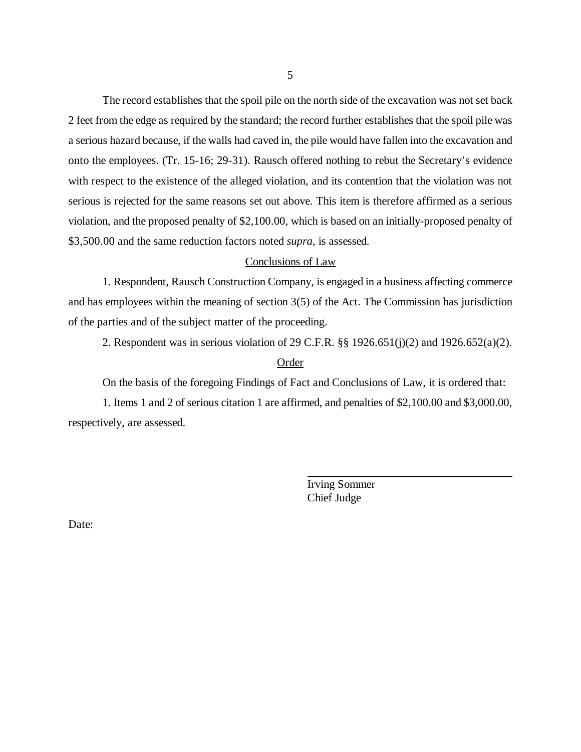The record establishes that the spoil pile on the north side of the excavation was not set back 2 feet from the edge as required by the standard; the record further establishes that the spoil pile was a serious hazard because, if the walls had caved in, the pile would have fallen into the excavation and onto the employees. (Tr. 15-16; 29-31). Rausch offered nothing to rebut the Secretary's evidence with respect to the existence of the alleged violation, and its contention that the violation was not serious is rejected for the same reasons set out above. This item is therefore affirmed as a serious violation, and the proposed penalty of $2,100.00, which is based on an initially-proposed penalty of $3,500.00 and the same reduction factors noted *supra*, is assessed.

## Conclusions of Law

1. Respondent, Rausch Construction Company, is engaged in a business affecting commerce and has employees within the meaning of section 3(5) of the Act. The Commission has jurisdiction of the parties and of the subject matter of the proceeding.

2. Respondent was in serious violation of 29 C.F.R. §§ 1926.651(j)(2) and 1926.652(a)(2).

## Order

On the basis of the foregoing Findings of Fact and Conclusions of Law, it is ordered that:

1. Items 1 and 2 of serious citation 1 are affirmed, and penalties of $2,100.00 and $3,000.00, respectively, are assessed.

Irving Sommer
Chief Judge

Date: